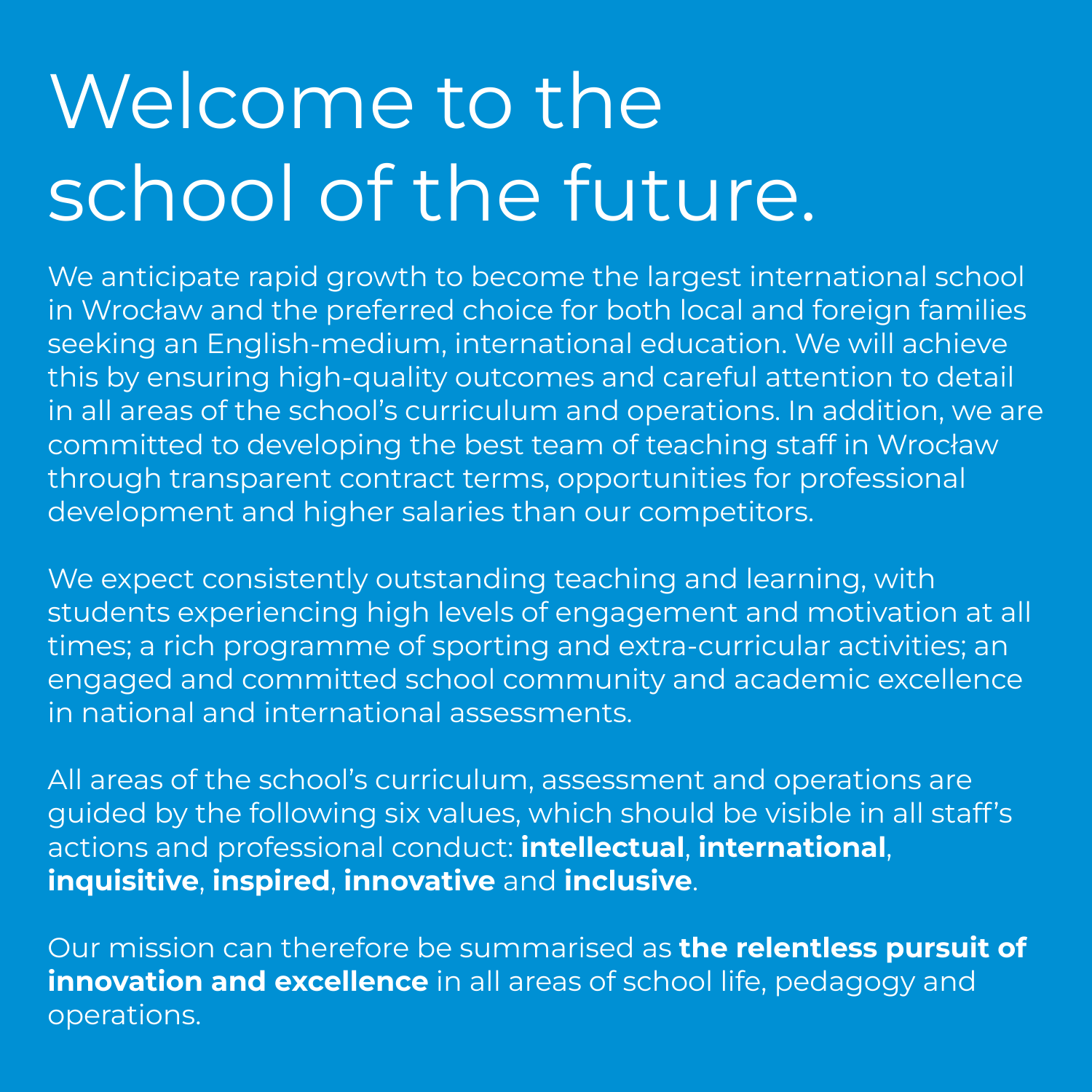# Welcome to the school of the future.

We anticipate rapid growth to become the largest international school in Wrocław and the preferred choice for both local and foreign families seeking an English-medium, international education. We will achieve this by ensuring high-quality outcomes and careful attention to detail in all areas of the school's curriculum and operations. In addition, we are committed to developing the best team of teaching staff in Wrocław through transparent contract terms, opportunities for professional development and higher salaries than our competitors.

We expect consistently outstanding teaching and learning, with students experiencing high levels of engagement and motivation at all times; a rich programme of sporting and extra-curricular activities; an engaged and committed school community and academic excellence in national and international assessments.

All areas of the school's curriculum, assessment and operations are guided by the following six values, which should be visible in all staff's actions and professional conduct: **intellectual**, **international**, **inquisitive**, **inspired**, **innovative** and **inclusive**.

Our mission can therefore be summarised as **the relentless pursuit of innovation and excellence** in all areas of school life, pedagogy and operations.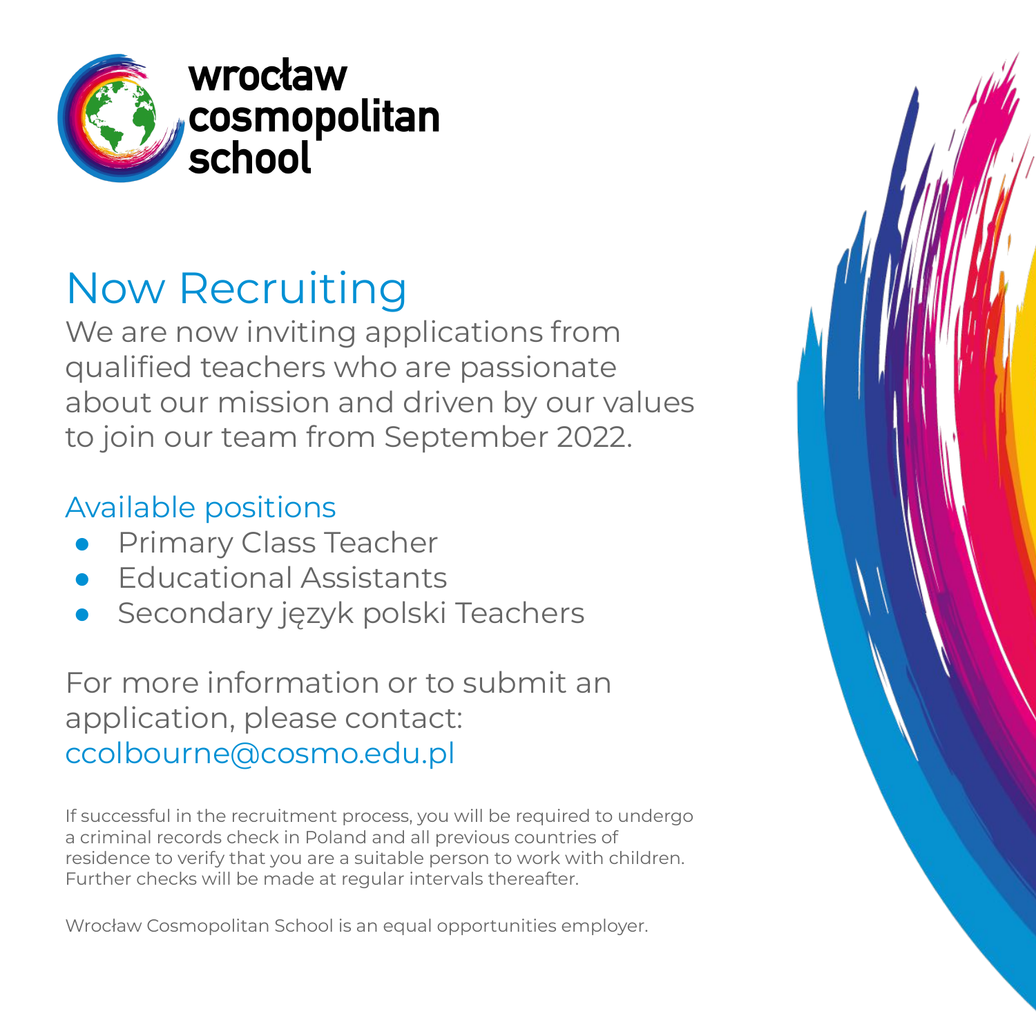# wrocław cosmopolitan school

## Now Recruiting

We are now inviting applications from qualified teachers who are passionate about our mission and driven by our values to join our team from September 2022.

### Available positions

- Primary Class Teacher
- Educational Assistants
- Secondary język polski Teachers

For more information or to submit an application, please contact:
ccolbourne@cosmo.edu.pl

If successful in the recruitment process, you will be required to undergo a criminal records check in Poland and all previous countries of residence to verify that you are a suitable person to work with children. Further checks will be made at regular intervals thereafter.

Wrocław Cosmopolitan School is an equal opportunities employer.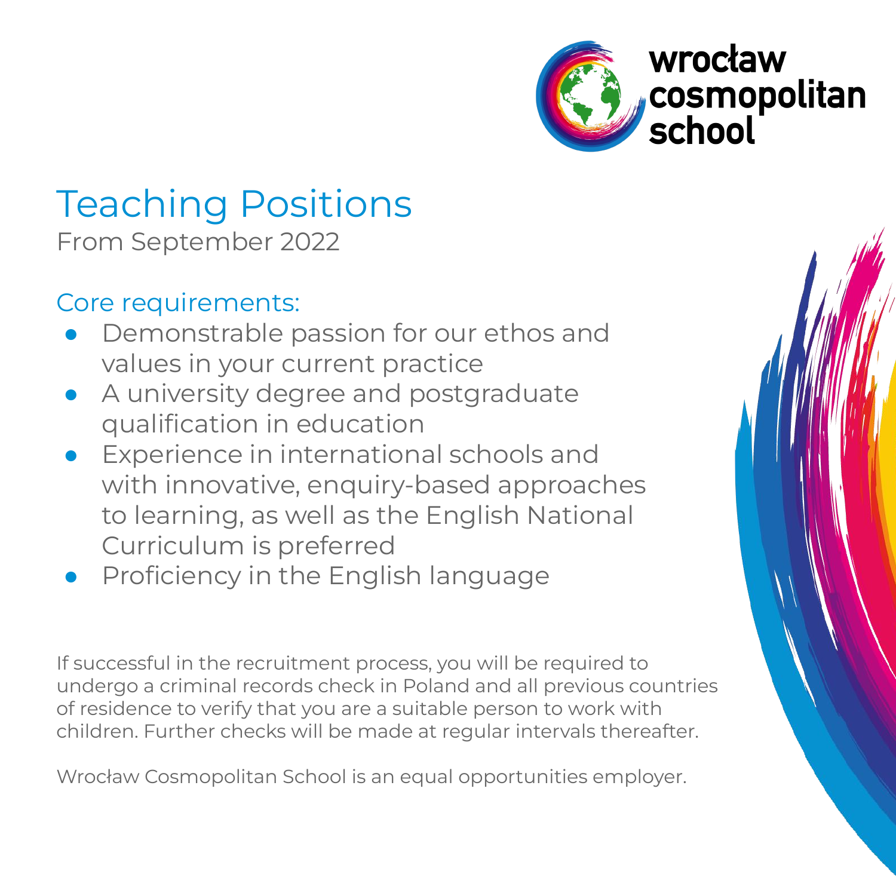wrocław cosmopolitan school

# Teaching Positions

From September 2022

## Core requirements:

- Demonstrable passion for our ethos and values in your current practice
- A university degree and postgraduate qualification in education
- Experience in international schools and with innovative, enquiry-based approaches to learning, as well as the English National Curriculum is preferred
- Proficiency in the English language

If successful in the recruitment process, you will be required to undergo a criminal records check in Poland and all previous countries of residence to verify that you are a suitable person to work with children. Further checks will be made at regular intervals thereafter.

Wrocław Cosmopolitan School is an equal opportunities employer.